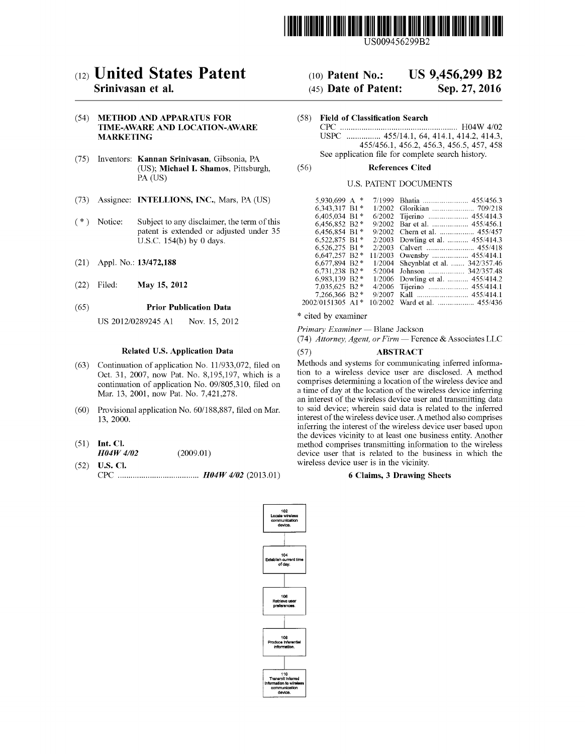US009456299B2

# (12) United States Patent

**Srinivasan et al.**

(10) **Patent No.: US 9,456,299 B2**

(45) **Date of Patent: Sep. 27, 2016**

(54) **METHOD AND APPARATUS FOR TIME-AWARE AND LOCATION-AWARE MARKETING**

(75) Inventors: **Kannan Srinivasan**, Gibsonia, PA (US); **Michael I. Shamos**, Pittsburgh, PA (US)

(73) Assignee: **INTELLIONS, INC.**, Mars, PA (US)

( * ) Notice: Subject to any disclaimer, the term of this patent is extended or adjusted under 35 U.S.C. 154(b) by 0 days.

(21) Appl. No.: **13/472,188**

(22) Filed: **May 15, 2012**

(65) **Prior Publication Data**

US 2012/0289245 A1 Nov. 15, 2012

**Related U.S. Application Data**

(63) Continuation of application No. 11/933,072, filed on Oct. 31, 2007, now Pat. No. 8,195,197, which is a continuation of application No. 09/805,310, filed on Mar. 13, 2001, now Pat. No. 7,421,278.

(60) Provisional application No. 60/188,887, filed on Mar. 13, 2000.

(51) **Int. Cl.**
*H04W 4/02* (2009.01)

(52) **U.S. Cl.**
CPC .................................... *H04W 4/02* (2013.01)

(58) **Field of Classification Search**
CPC ........................................................ H04W 4/02
USPC ................ 455/14.1, 64, 414.1, 414.2, 414.3, 455/456.1, 456.2, 456.3, 456.5, 457, 458
See application file for complete search history.

(56) **References Cited**

U.S. PATENT DOCUMENTS

| | | | |
|---|---|---|---|
| 5,930,699 A * | 7/1999 | Bhatia | 455/456.3 |
| 6,343,317 B1 * | 1/2002 | Glorikian | 709/218 |
| 6,405,034 B1 * | 6/2002 | Tijerino | 455/414.3 |
| 6,456,852 B2 * | 9/2002 | Bar et al. | 455/456.1 |
| 6,456,854 B1 * | 9/2002 | Chern et al. | 455/457 |
| 6,522,875 B1 * | 2/2003 | Dowling et al. | 455/414.3 |
| 6,526,275 B1 * | 2/2003 | Calvert | 455/418 |
| 6,647,257 B2 * | 11/2003 | Owensby | 455/414.1 |
| 6,677,894 B2 * | 1/2004 | Sheynblat et al. | 342/357.46 |
| 6,731,238 B2 * | 5/2004 | Johnson | 342/357.48 |
| 6,983,139 B2 * | 1/2006 | Dowling et al. | 455/414.2 |
| 7,035,625 B2 * | 4/2006 | Tijerino | 455/414.1 |
| 7,266,366 B2 * | 9/2007 | Kall | 455/414.1 |
| 2002/0151305 A1 * | 10/2002 | Ward et al. | 455/436 |

\* cited by examiner

*Primary Examiner* — Blane Jackson
(74) *Attorney, Agent, or Firm* — Ference & Associates LLC

(57) **ABSTRACT**

Methods and systems for communicating inferred information to a wireless device user are disclosed. A method comprises determining a location of the wireless device and a time of day at the location of the wireless device inferring an interest of the wireless device user and transmitting data to said device; wherein said data is related to the inferred interest of the wireless device user. A method also comprises inferring the interest of the wireless device user based upon the devices vicinity to at least one business entity. Another method comprises transmitting information to the wireless device user that is related to the business in which the wireless device user is in the vicinity.

**6 Claims, 3 Drawing Sheets**

102 Locate wireless communication device.

104 Establish current time of day.

106 Retrieve user preferences.

108 Produce inferential information.

110 Transmit inferred information to wireless communication device.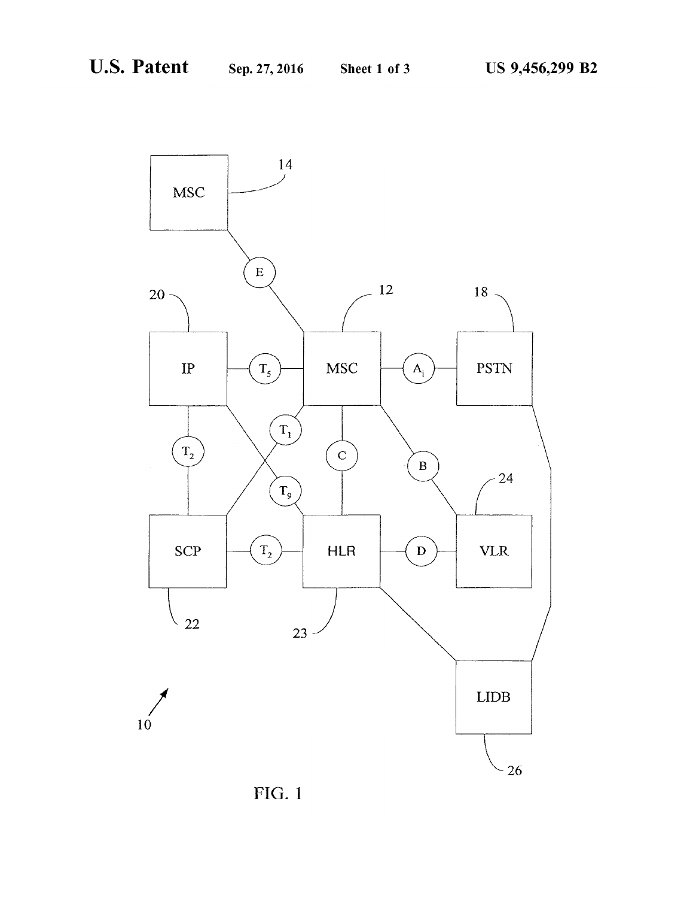FIG. 1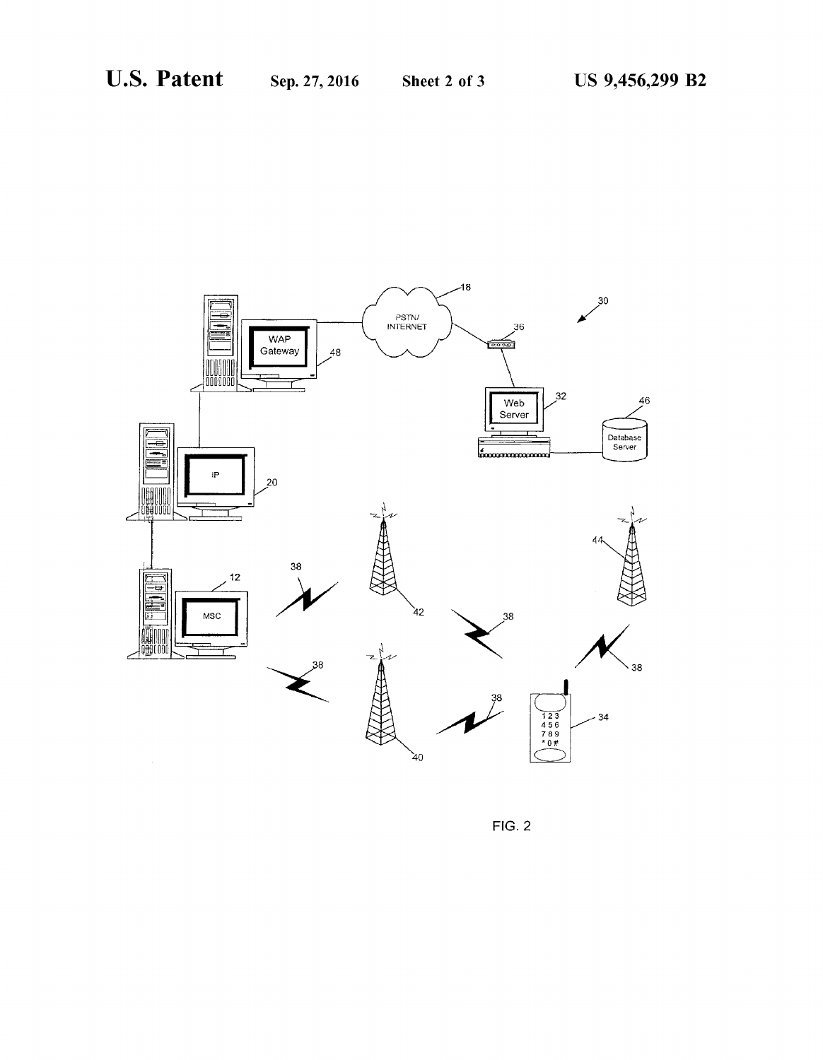FIG. 2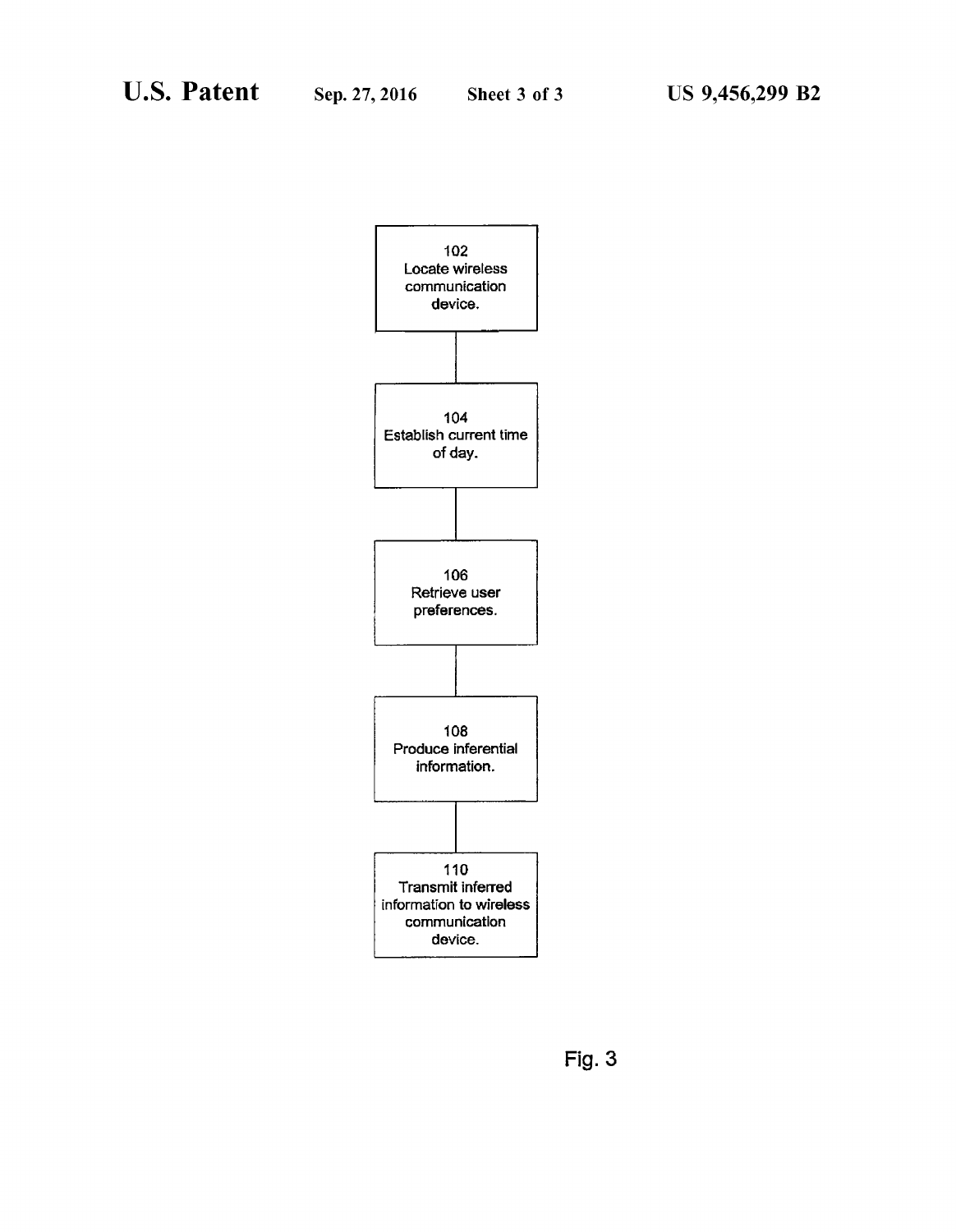102
Locate wireless communication device.

104
Establish current time of day.

106
Retrieve user preferences.

108
Produce inferential information.

110
Transmit inferred information to wireless communication device.

Fig. 3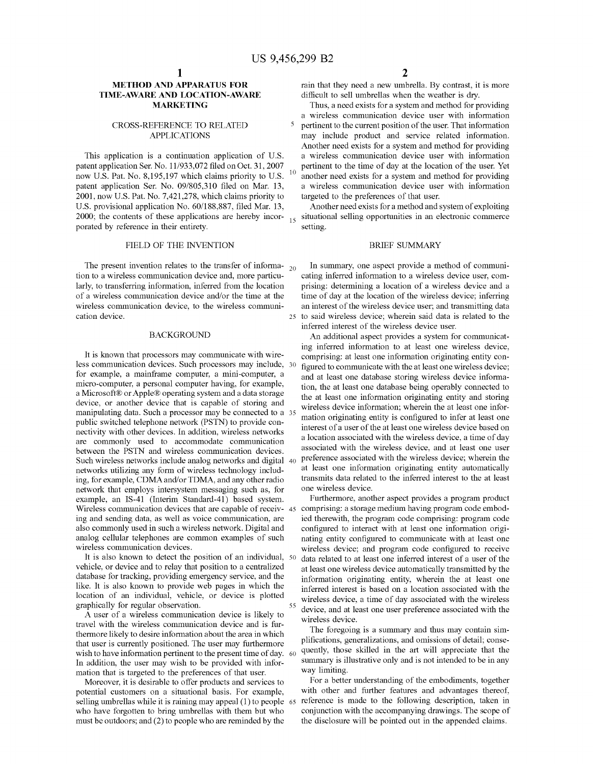# METHOD AND APPARATUS FOR TIME-AWARE AND LOCATION-AWARE MARKETING

## CROSS-REFERENCE TO RELATED APPLICATIONS

This application is a continuation application of U.S. patent application Ser. No. 11/933,072 filed on Oct. 31, 2007 now U.S. Pat. No. 8,195,197 which claims priority to U.S. patent application Ser. No. 09/805,310 filed on Mar. 13, 2001, now U.S. Pat. No. 7,421,278, which claims priority to U.S. provisional application No. 60/188,887, filed Mar. 13, 2000; the contents of these applications are hereby incorporated by reference in their entirety.

## FIELD OF THE INVENTION

The present invention relates to the transfer of information to a wireless communication device and, more particularly, to transferring information, inferred from the location of a wireless communication device and/or the time at the wireless communication device, to the wireless communication device.

## BACKGROUND

It is known that processors may communicate with wireless communication devices. Such processors may include, for example, a mainframe computer, a mini-computer, a micro-computer, a personal computer having, for example, a Microsoft® or Apple® operating system and a data storage device, or another device that is capable of storing and manipulating data. Such a processor may be connected to a public switched telephone network (PSTN) to provide connectivity with other devices. In addition, wireless networks are commonly used to accommodate communication between the PSTN and wireless communication devices. Such wireless networks include analog networks and digital networks utilizing any form of wireless technology including, for example, CDMA and/or TDMA, and any other radio network that employs intersystem messaging such as, for example, an IS-41 (Interim Standard-41) based system. Wireless communication devices that are capable of receiving and sending data, as well as voice communication, are also commonly used in such a wireless network. Digital and analog cellular telephones are common examples of such wireless communication devices.

It is also known to detect the position of an individual, vehicle, or device and to relay that position to a centralized database for tracking, providing emergency service, and the like. It is also known to provide web pages in which the location of an individual, vehicle, or device is plotted graphically for regular observation.

A user of a wireless communication device is likely to travel with the wireless communication device and is furthermore likely to desire information about the area in which that user is currently positioned. The user may furthermore wish to have information pertinent to the present time of day. In addition, the user may wish to be provided with information that is targeted to the preferences of that user.

Moreover, it is desirable to offer products and services to potential customers on a situational basis. For example, selling umbrellas while it is raining may appeal (1) to people who have forgotten to bring umbrellas with them but who must be outdoors; and (2) to people who are reminded by the rain that they need a new umbrella. By contrast, it is more difficult to sell umbrellas when the weather is dry.

Thus, a need exists for a system and method for providing a wireless communication device user with information pertinent to the current position of the user. That information may include product and service related information. Another need exists for a system and method for providing a wireless communication device user with information pertinent to the time of day at the location of the user. Yet another need exists for a system and method for providing a wireless communication device user with information targeted to the preferences of that user.

Another need exists for a method and system of exploiting situational selling opportunities in an electronic commerce setting.

## BRIEF SUMMARY

In summary, one aspect provide a method of communicating inferred information to a wireless device user, comprising: determining a location of a wireless device and a time of day at the location of the wireless device; inferring an interest of the wireless device user; and transmitting data to said wireless device; wherein said data is related to the inferred interest of the wireless device user.

An additional aspect provides a system for communicating inferred information to at least one wireless device, comprising: at least one information originating entity configured to communicate with the at least one wireless device; and at least one database storing wireless device information, the at least one database being operably connected to the at least one information originating entity and storing wireless device information; wherein the at least one information originating entity is configured to infer at least one interest of a user of the at least one wireless device based on a location associated with the wireless device, a time of day associated with the wireless device, and at least one user preference associated with the wireless device; wherein the at least one information originating entity automatically transmits data related to the inferred interest to the at least one wireless device.

Furthermore, another aspect provides a program product comprising: a storage medium having program code embodied therewith, the program code comprising: program code configured to interact with at least one information originating entity configured to communicate with at least one wireless device; and program code configured to receive data related to at least one inferred interest of a user of the at least one wireless device automatically transmitted by the information originating entity, wherein the at least one inferred interest is based on a location associated with the wireless device, a time of day associated with the wireless device, and at least one user preference associated with the wireless device.

The foregoing is a summary and thus may contain simplifications, generalizations, and omissions of detail; consequently, those skilled in the art will appreciate that the summary is illustrative only and is not intended to be in any way limiting.

For a better understanding of the embodiments, together with other and further features and advantages thereof, reference is made to the following description, taken in conjunction with the accompanying drawings. The scope of the disclosure will be pointed out in the appended claims.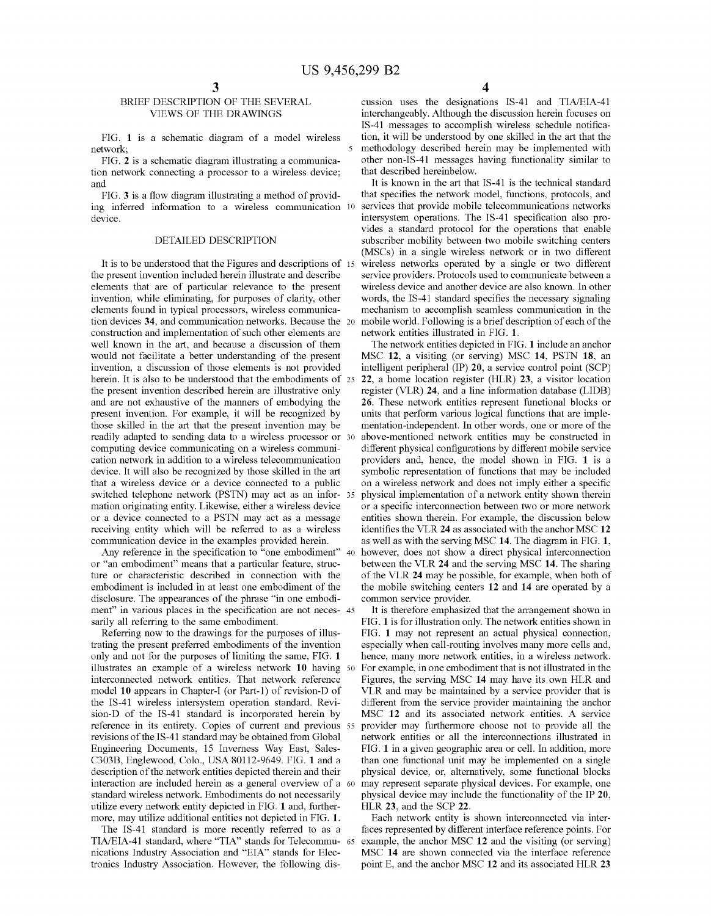## BRIEF DESCRIPTION OF THE SEVERAL VIEWS OF THE DRAWINGS

FIG. 1 is a schematic diagram of a model wireless network;

FIG. 2 is a schematic diagram illustrating a communication network connecting a processor to a wireless device; and

FIG. 3 is a flow diagram illustrating a method of providing inferred information to a wireless communication device.

## DETAILED DESCRIPTION

It is to be understood that the Figures and descriptions of the present invention included herein illustrate and describe elements that are of particular relevance to the present invention, while eliminating, for purposes of clarity, other elements found in typical processors, wireless communication devices 34, and communication networks. Because the construction and implementation of such other elements are well known in the art, and because a discussion of them would not facilitate a better understanding of the present invention, a discussion of those elements is not provided herein. It is also to be understood that the embodiments of the present invention described herein are illustrative only and are not exhaustive of the manners of embodying the present invention. For example, it will be recognized by those skilled in the art that the present invention may be readily adapted to sending data to a wireless processor or computing device communicating on a wireless communication network in addition to a wireless telecommunication device. It will also be recognized by those skilled in the art that a wireless device or a device connected to a public switched telephone network (PSTN) may act as an information originating entity. Likewise, either a wireless device or a device connected to a PSTN may act as a message receiving entity which will be referred to as a wireless communication device in the examples provided herein.

Any reference in the specification to "one embodiment" or "an embodiment" means that a particular feature, structure or characteristic described in connection with the embodiment is included in at least one embodiment of the disclosure. The appearances of the phrase "in one embodiment" in various places in the specification are not necessarily all referring to the same embodiment.

Referring now to the drawings for the purposes of illustrating the present preferred embodiments of the invention only and not for the purposes of limiting the same, FIG. 1 illustrates an example of a wireless network 10 having interconnected network entities. That network reference model 10 appears in Chapter-I (or Part-1) of revision-D of the IS-41 wireless intersystem operation standard. Revision-D of the IS-41 standard is incorporated herein by reference in its entirety. Copies of current and previous revisions of the IS-41 standard may be obtained from Global Engineering Documents, 15 Inverness Way East, Sales-C303B, Englewood, Colo., USA 80112-9649. FIG. 1 and a description of the network entities depicted therein and their interaction are included herein as a general overview of a standard wireless network. Embodiments do not necessarily utilize every network entity depicted in FIG. 1 and, furthermore, may utilize additional entities not depicted in FIG. 1.

The IS-41 standard is more recently referred to as a TIA/EIA-41 standard, where "TIA" stands for Telecommunications Industry Association and "EIA" stands for Electronics Industry Association. However, the following discussion uses the designations IS-41 and TIA/EIA-41 interchangeably. Although the discussion herein focuses on IS-41 messages to accomplish wireless schedule notification, it will be understood by one skilled in the art that the methodology described herein may be implemented with other non-IS-41 messages having functionality similar to that described hereinbelow.

It is known in the art that IS-41 is the technical standard that specifies the network model, functions, protocols, and services that provide mobile telecommunications networks intersystem operations. The IS-41 specification also provides a standard protocol for the operations that enable subscriber mobility between two mobile switching centers (MSCs) in a single wireless network or in two different wireless networks operated by a single or two different service providers. Protocols used to communicate between a wireless device and another device are also known. In other words, the IS-41 standard specifies the necessary signaling mechanism to accomplish seamless communication in the mobile world. Following is a brief description of each of the network entities illustrated in FIG. 1.

The network entities depicted in FIG. 1 include an anchor MSC 12, a visiting (or serving) MSC 14, PSTN 18, an intelligent peripheral (IP) 20, a service control point (SCP) 22, a home location register (HLR) 23, a visitor location register (VLR) 24, and a line information database (LIDB) 26. These network entities represent functional blocks or units that perform various logical functions that are implementation-independent. In other words, one or more of the above-mentioned network entities may be constructed in different physical configurations by different mobile service providers and, hence, the model shown in FIG. 1 is a symbolic representation of functions that may be included on a wireless network and does not imply either a specific physical implementation of a network entity shown therein or a specific interconnection between two or more network entities shown therein. For example, the discussion below identifies the VLR 24 as associated with the anchor MSC 12 as well as with the serving MSC 14. The diagram in FIG. 1, however, does not show a direct physical interconnection between the VLR 24 and the serving MSC 14. The sharing of the VLR 24 may be possible, for example, when both of the mobile switching centers 12 and 14 are operated by a common service provider.

It is therefore emphasized that the arrangement shown in FIG. 1 is for illustration only. The network entities shown in FIG. 1 may not represent an actual physical connection, especially when call-routing involves many more cells and, hence, many more network entities, in a wireless network. For example, in one embodiment that is not illustrated in the Figures, the serving MSC 14 may have its own HLR and VLR and may be maintained by a service provider that is different from the service provider maintaining the anchor MSC 12 and its associated network entities. A service provider may furthermore choose not to provide all the network entities or all the interconnections illustrated in FIG. 1 in a given geographic area or cell. In addition, more than one functional unit may be implemented on a single physical device, or, alternatively, some functional blocks may represent separate physical devices. For example, one physical device may include the functionality of the IP 20, HLR 23, and the SCP 22.

Each network entity is shown interconnected via interfaces represented by different interface reference points. For example, the anchor MSC 12 and the visiting (or serving) MSC 14 are shown connected via the interface reference point E, and the anchor MSC 12 and its associated HLR 23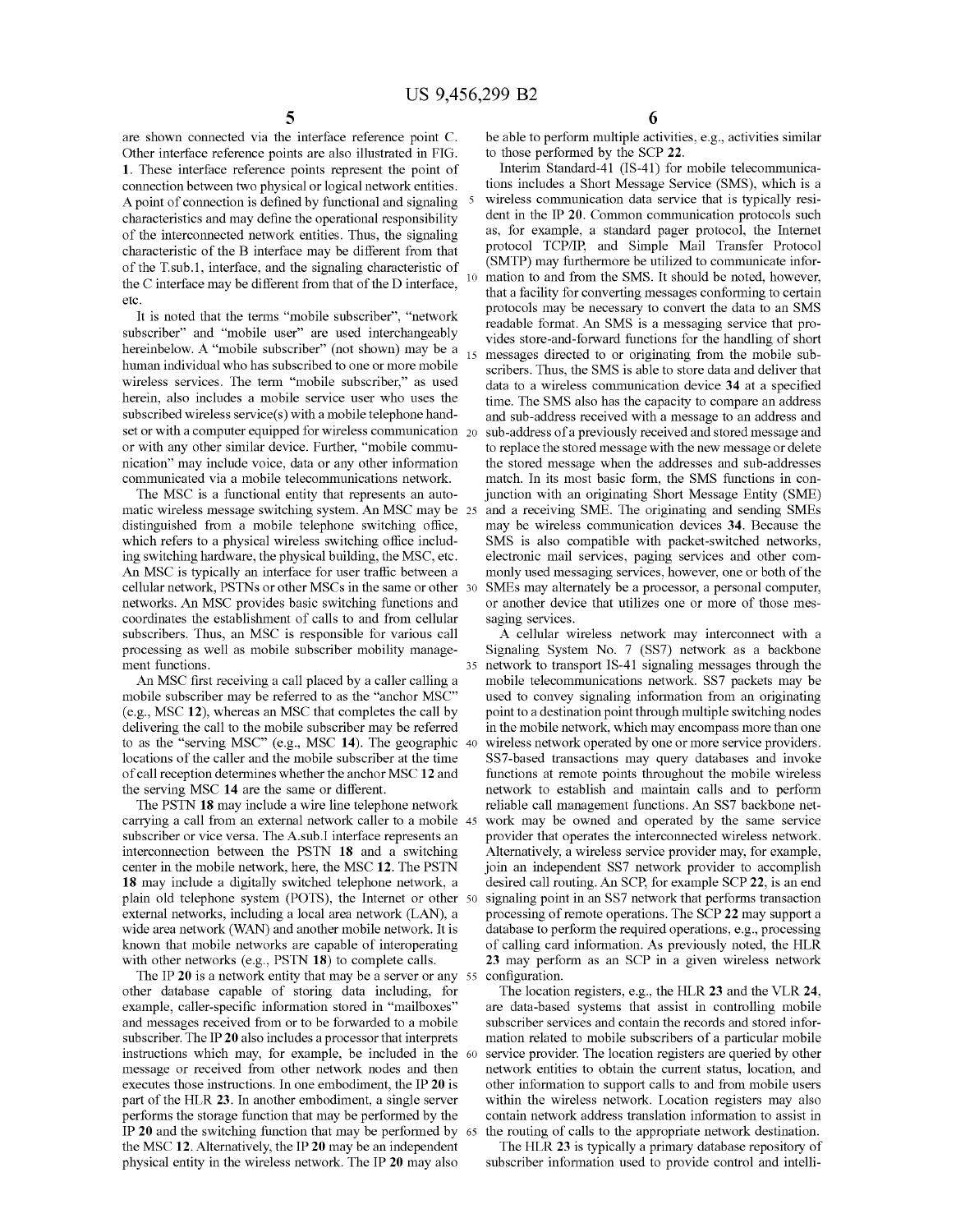are shown connected via the interface reference point C. Other interface reference points are also illustrated in FIG. 1. These interface reference points represent the point of connection between two physical or logical network entities. A point of connection is defined by functional and signaling characteristics and may define the operational responsibility of the interconnected network entities. Thus, the signaling characteristic of the B interface may be different from that of the T.sub.1, interface, and the signaling characteristic of the C interface may be different from that of the D interface, etc.

It is noted that the terms "mobile subscriber", "network subscriber" and "mobile user" are used interchangeably hereinbelow. A "mobile subscriber" (not shown) may be a human individual who has subscribed to one or more mobile wireless services. The term "mobile subscriber," as used herein, also includes a mobile service user who uses the subscribed wireless service(s) with a mobile telephone handset or with a computer equipped for wireless communication or with any other similar device. Further, "mobile communication" may include voice, data or any other information communicated via a mobile telecommunications network.

The MSC is a functional entity that represents an automatic wireless message switching system. An MSC may be distinguished from a mobile telephone switching office, which refers to a physical wireless switching office including switching hardware, the physical building, the MSC, etc. An MSC is typically an interface for user traffic between a cellular network, PSTNs or other MSCs in the same or other networks. An MSC provides basic switching functions and coordinates the establishment of calls to and from cellular subscribers. Thus, an MSC is responsible for various call processing as well as mobile subscriber mobility management functions.

An MSC first receiving a call placed by a caller calling a mobile subscriber may be referred to as the "anchor MSC" (e.g., MSC **12**), whereas an MSC that completes the call by delivering the call to the mobile subscriber may be referred to as the "serving MSC" (e.g., MSC **14**). The geographic locations of the caller and the mobile subscriber at the time of call reception determines whether the anchor MSC **12** and the serving MSC **14** are the same or different.

The PSTN **18** may include a wire line telephone network carrying a call from an external network caller to a mobile subscriber or vice versa. The A.sub.I interface represents an interconnection between the PSTN **18** and a switching center in the mobile network, here, the MSC **12**. The PSTN **18** may include a digitally switched telephone network, a plain old telephone system (POTS), the Internet or other external networks, including a local area network (LAN), a wide area network (WAN) and another mobile network. It is known that mobile networks are capable of interoperating with other networks (e.g., PSTN **18**) to complete calls.

The IP **20** is a network entity that may be a server or any other database capable of storing data including, for example, caller-specific information stored in "mailboxes" and messages received from or to be forwarded to a mobile subscriber. The IP **20** also includes a processor that interprets instructions which may, for example, be included in the message or received from other network nodes and then executes those instructions. In one embodiment, the IP **20** is part of the HLR **23**. In another embodiment, a single server performs the storage function that may be performed by the IP **20** and the switching function that may be performed by the MSC **12**. Alternatively, the IP **20** may be an independent physical entity in the wireless network. The IP **20** may also be able to perform multiple activities, e.g., activities similar to those performed by the SCP **22**.

Interim Standard-41 (IS-41) for mobile telecommunications includes a Short Message Service (SMS), which is a wireless communication data service that is typically resident in the IP **20**. Common communication protocols such as, for example, a standard pager protocol, the Internet protocol TCP/IP, and Simple Mail Transfer Protocol (SMTP) may furthermore be utilized to communicate information to and from the SMS. It should be noted, however, that a facility for converting messages conforming to certain protocols may be necessary to convert the data to an SMS readable format. An SMS is a messaging service that provides store-and-forward functions for the handling of short messages directed to or originating from the mobile subscribers. Thus, the SMS is able to store data and deliver that data to a wireless communication device **34** at a specified time. The SMS also has the capacity to compare an address and sub-address received with a message to an address and sub-address of a previously received and stored message and to replace the stored message with the new message or delete the stored message when the addresses and sub-addresses match. In its most basic form, the SMS functions in conjunction with an originating Short Message Entity (SME) and a receiving SME. The originating and sending SMEs may be wireless communication devices **34**. Because the SMS is also compatible with packet-switched networks, electronic mail services, paging services and other commonly used messaging services, however, one or both of the SMEs may alternately be a processor, a personal computer, or another device that utilizes one or more of those messaging services.

A cellular wireless network may interconnect with a Signaling System No. 7 (SS7) network as a backbone network to transport IS-41 signaling messages through the mobile telecommunications network. SS7 packets may be used to convey signaling information from an originating point to a destination point through multiple switching nodes in the mobile network, which may encompass more than one wireless network operated by one or more service providers. SS7-based transactions may query databases and invoke functions at remote points throughout the mobile wireless network to establish and maintain calls and to perform reliable call management functions. An SS7 backbone network may be owned and operated by the same service provider that operates the interconnected wireless network. Alternatively, a wireless service provider may, for example, join an independent SS7 network provider to accomplish desired call routing. An SCP, for example SCP **22**, is an end signaling point in an SS7 network that performs transaction processing of remote operations. The SCP **22** may support a database to perform the required operations, e.g., processing of calling card information. As previously noted, the HLR **23** may perform as an SCP in a given wireless network configuration.

The location registers, e.g., the HLR **23** and the VLR **24**, are data-based systems that assist in controlling mobile subscriber services and contain the records and stored information related to mobile subscribers of a particular mobile service provider. The location registers are queried by other network entities to obtain the current status, location, and other information to support calls to and from mobile users within the wireless network. Location registers may also contain network address translation information to assist in the routing of calls to the appropriate network destination.

The HLR **23** is typically a primary database repository of subscriber information used to provide control and intelli-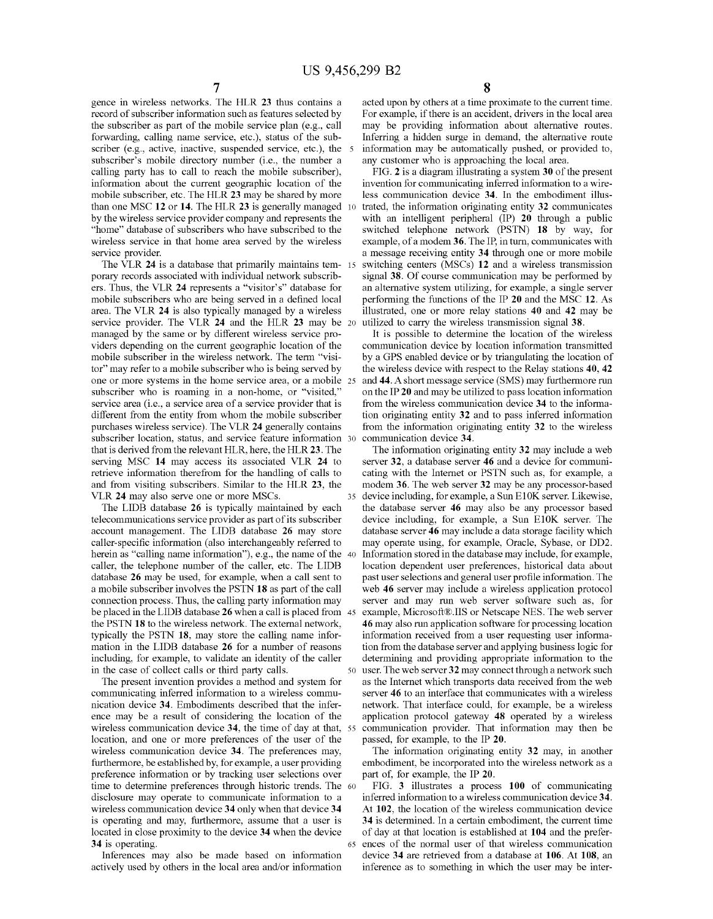gence in wireless networks. The HLR 23 thus contains a record of subscriber information such as features selected by the subscriber as part of the mobile service plan (e.g., call forwarding, calling name service, etc.), status of the subscriber (e.g., active, inactive, suspended service, etc.), the subscriber's mobile directory number (i.e., the number a calling party has to call to reach the mobile subscriber), information about the current geographic location of the mobile subscriber, etc. The HLR 23 may be shared by more than one MSC 12 or 14. The HLR 23 is generally managed by the wireless service provider company and represents the "home" database of subscribers who have subscribed to the wireless service in that home area served by the wireless service provider.

The VLR 24 is a database that primarily maintains temporary records associated with individual network subscribers. Thus, the VLR 24 represents a "visitor's" database for mobile subscribers who are being served in a defined local area. The VLR 24 is also typically managed by a wireless service provider. The VLR 24 and the HLR 23 may be managed by the same or by different wireless service providers depending on the current geographic location of the mobile subscriber in the wireless network. The term "visitor" may refer to a mobile subscriber who is being served by one or more systems in the home service area, or a mobile subscriber who is roaming in a non-home, or "visited," service area (i.e., a service area of a service provider that is different from the entity from whom the mobile subscriber purchases wireless service). The VLR 24 generally contains subscriber location, status, and service feature information that is derived from the relevant HLR, here, the HLR 23. The serving MSC 14 may access its associated VLR 24 to retrieve information therefrom for the handling of calls to and from visiting subscribers. Similar to the HLR 23, the VLR 24 may also serve one or more MSCs.

The LIDB database 26 is typically maintained by each telecommunications service provider as part of its subscriber account management. The LIDB database 26 may store caller-specific information (also interchangeably referred to herein as "calling name information"), e.g., the name of the caller, the telephone number of the caller, etc. The LIDB database 26 may be used, for example, when a call sent to a mobile subscriber involves the PSTN 18 as part of the call connection process. Thus, the calling party information may be placed in the LIDB database 26 when a call is placed from the PSTN 18 to the wireless network. The external network, typically the PSTN 18, may store the calling name information in the LIDB database 26 for a number of reasons including, for example, to validate an identity of the caller in the case of collect calls or third party calls.

The present invention provides a method and system for communicating inferred information to a wireless communication device 34. Embodiments described that the inference may be a result of considering the location of the wireless communication device 34, the time of day at that location, and one or more preferences of the user of the wireless communication device 34. The preferences may, furthermore, be established by, for example, a user providing preference information or by tracking user selections over time to determine preferences through historic trends. The disclosure may operate to communicate information to a wireless communication device 34 only when that device 34 is operating and may, furthermore, assume that a user is located in close proximity to the device 34 when the device 34 is operating.

Inferences may also be made based on information actively used by others in the local area and/or information acted upon by others at a time proximate to the current time. For example, if there is an accident, drivers in the local area may be providing information about alternative routes. Inferring a hidden surge in demand, the alternative route information may be automatically pushed, or provided to, any customer who is approaching the local area.

FIG. 2 is a diagram illustrating a system 30 of the present invention for communicating inferred information to a wireless communication device 34. In the embodiment illustrated, the information originating entity 32 communicates with an intelligent peripheral (IP) 20 through a public switched telephone network (PSTN) 18 by way, for example, of a modem 36. The IP, in turn, communicates with a message receiving entity 34 through one or more mobile switching centers (MSCs) 12 and a wireless transmission signal 38. Of course communication may be performed by an alternative system utilizing, for example, a single server performing the functions of the IP 20 and the MSC 12. As illustrated, one or more relay stations 40 and 42 may be utilized to carry the wireless transmission signal 38.

It is possible to determine the location of the wireless communication device by location information transmitted by a GPS enabled device or by triangulating the location of the wireless device with respect to the Relay stations 40, 42 and 44. A short message service (SMS) may furthermore run on the IP 20 and may be utilized to pass location information from the wireless communication device 34 to the information originating entity 32 and to pass inferred information from the information originating entity 32 to the wireless communication device 34.

The information originating entity 32 may include a web server 32, a database server 46 and a device for communicating with the Internet or PSTN such as, for example, a modem 36. The web server 32 may be any processor-based device including, for example, a Sun E10K server. Likewise, the database server 46 may also be any processor based device including, for example, a Sun E10K server. The database server 46 may include a data storage facility which may operate using, for example, Oracle, Sybase, or DD2. Information stored in the database may include, for example, location dependent user preferences, historical data about past user selections and general user profile information. The web 46 server may include a wireless application protocol server and may run web server software such as, for example, Microsoft®.IIS or Netscape NES. The web server 46 may also run application software for processing location information received from a user requesting user information from the database server and applying business logic for determining and providing appropriate information to the user. The web server 32 may connect through a network such as the Internet which transports data received from the web server 46 to an interface that communicates with a wireless network. That interface could, for example, be a wireless application protocol gateway 48 operated by a wireless communication provider. That information may then be passed, for example, to the IP 20.

The information originating entity 32 may, in another embodiment, be incorporated into the wireless network as a part of, for example, the IP 20.

FIG. 3 illustrates a process 100 of communicating inferred information to a wireless communication device 34. At 102, the location of the wireless communication device 34 is determined. In a certain embodiment, the current time of day at that location is established at 104 and the preferences of the normal user of that wireless communication device 34 are retrieved from a database at 106. At 108, an inference as to something in which the user may be inter-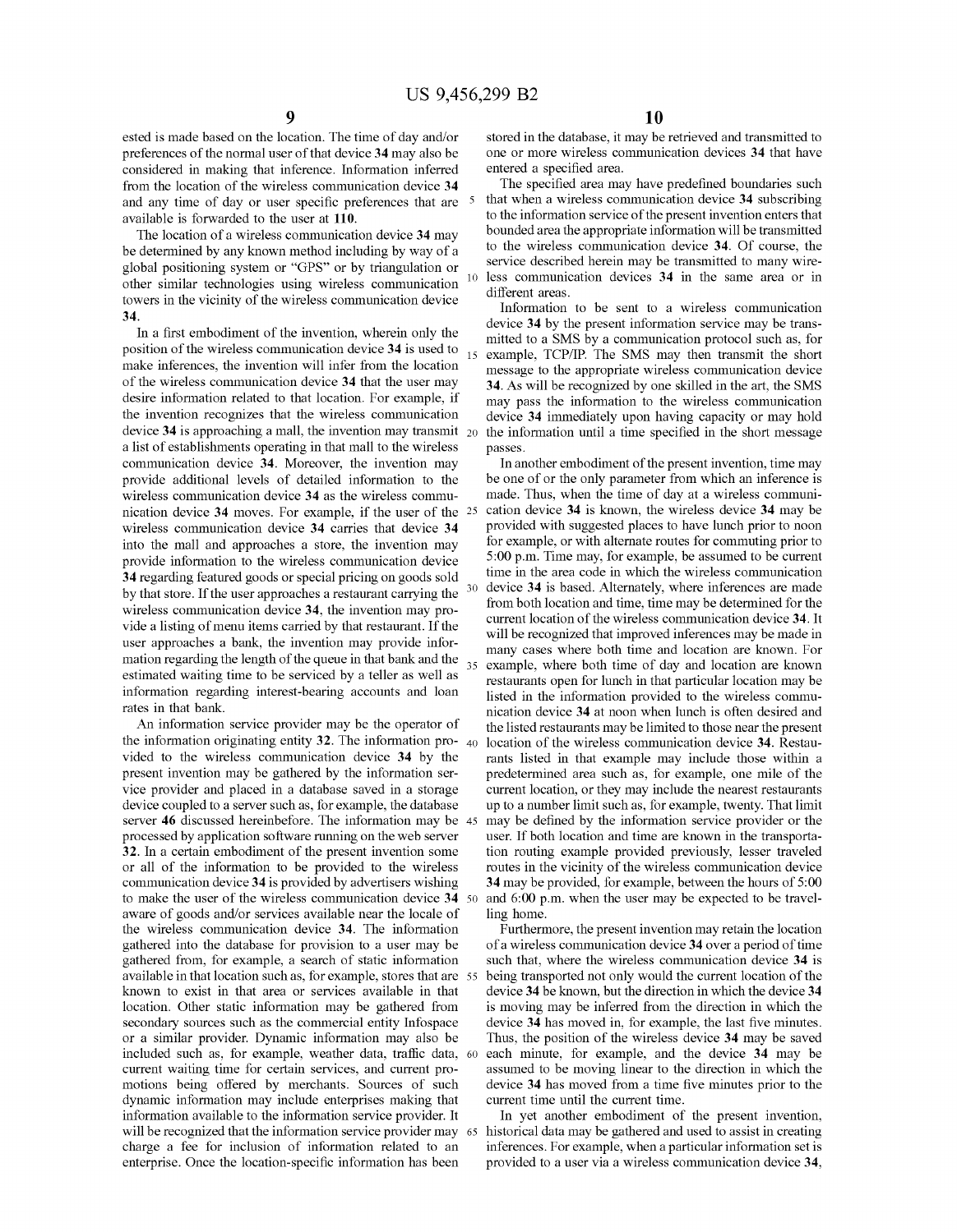ested is made based on the location. The time of day and/or preferences of the normal user of that device 34 may also be considered in making that inference. Information inferred from the location of the wireless communication device 34 and any time of day or user specific preferences that are available is forwarded to the user at 110.

The location of a wireless communication device 34 may be determined by any known method including by way of a global positioning system or "GPS" or by triangulation or other similar technologies using wireless communication towers in the vicinity of the wireless communication device 34.

In a first embodiment of the invention, wherein only the position of the wireless communication device 34 is used to make inferences, the invention will infer from the location of the wireless communication device 34 that the user may desire information related to that location. For example, if the invention recognizes that the wireless communication device 34 is approaching a mall, the invention may transmit a list of establishments operating in that mall to the wireless communication device 34. Moreover, the invention may provide additional levels of detailed information to the wireless communication device 34 as the wireless communication device 34 moves. For example, if the user of the wireless communication device 34 carries that device 34 into the mall and approaches a store, the invention may provide information to the wireless communication device 34 regarding featured goods or special pricing on goods sold by that store. If the user approaches a restaurant carrying the wireless communication device 34, the invention may provide a listing of menu items carried by that restaurant. If the user approaches a bank, the invention may provide information regarding the length of the queue in that bank and the estimated waiting time to be serviced by a teller as well as information regarding interest-bearing accounts and loan rates in that bank.

An information service provider may be the operator of the information originating entity 32. The information provided to the wireless communication device 34 by the present invention may be gathered by the information service provider and placed in a database saved in a storage device coupled to a server such as, for example, the database server 46 discussed hereinbefore. The information may be processed by application software running on the web server 32. In a certain embodiment of the present invention some or all of the information to be provided to the wireless communication device 34 is provided by advertisers wishing to make the user of the wireless communication device 34 aware of goods and/or services available near the locale of the wireless communication device 34. The information gathered into the database for provision to a user may be gathered from, for example, a search of static information available in that location such as, for example, stores that are known to exist in that area or services available in that location. Other static information may be gathered from secondary sources such as the commercial entity Infospace or a similar provider. Dynamic information may also be included such as, for example, weather data, traffic data, current waiting time for certain services, and current promotions being offered by merchants. Sources of such dynamic information may include enterprises making that information available to the information service provider. It will be recognized that the information service provider may charge a fee for inclusion of information related to an enterprise. Once the location-specific information has been stored in the database, it may be retrieved and transmitted to one or more wireless communication devices 34 that have entered a specified area.

The specified area may have predefined boundaries such that when a wireless communication device 34 subscribing to the information service of the present invention enters that bounded area the appropriate information will be transmitted to the wireless communication device 34. Of course, the service described herein may be transmitted to many wireless communication devices 34 in the same area or in different areas.

Information to be sent to a wireless communication device 34 by the present information service may be transmitted to a SMS by a communication protocol such as, for example, TCP/IP. The SMS may then transmit the short message to the appropriate wireless communication device 34. As will be recognized by one skilled in the art, the SMS may pass the information to the wireless communication device 34 immediately upon having capacity or may hold the information until a time specified in the short message passes.

In another embodiment of the present invention, time may be one of or the only parameter from which an inference is made. Thus, when the time of day at a wireless communication device 34 is known, the wireless device 34 may be provided with suggested places to have lunch prior to noon for example, or with alternate routes for commuting prior to 5:00 p.m. Time may, for example, be assumed to be current time in the area code in which the wireless communication device 34 is based. Alternately, where inferences are made from both location and time, time may be determined for the current location of the wireless communication device 34. It will be recognized that improved inferences may be made in many cases where both time and location are known. For example, where both time of day and location are known restaurants open for lunch in that particular location may be listed in the information provided to the wireless communication device 34 at noon when lunch is often desired and the listed restaurants may be limited to those near the present location of the wireless communication device 34. Restaurants listed in that example may include those within a predetermined area such as, for example, one mile of the current location, or they may include the nearest restaurants up to a number limit such as, for example, twenty. That limit may be defined by the information service provider or the user. If both location and time are known in the transportation routing example provided previously, lesser traveled routes in the vicinity of the wireless communication device 34 may be provided, for example, between the hours of 5:00 and 6:00 p.m. when the user may be expected to be travelling home.

Furthermore, the present invention may retain the location of a wireless communication device 34 over a period of time such that, where the wireless communication device 34 is being transported not only would the current location of the device 34 be known, but the direction in which the device 34 is moving may be inferred from the direction in which the device 34 has moved in, for example, the last five minutes. Thus, the position of the wireless communication device 34 may be saved each minute, for example, and the device 34 may be assumed to be moving linear to the direction in which the device 34 has moved from a time five minutes prior to the current time until the current time.

In yet another embodiment of the present invention, historical data may be gathered and used to assist in creating inferences. For example, when a particular information set is provided to a user via a wireless communication device 34,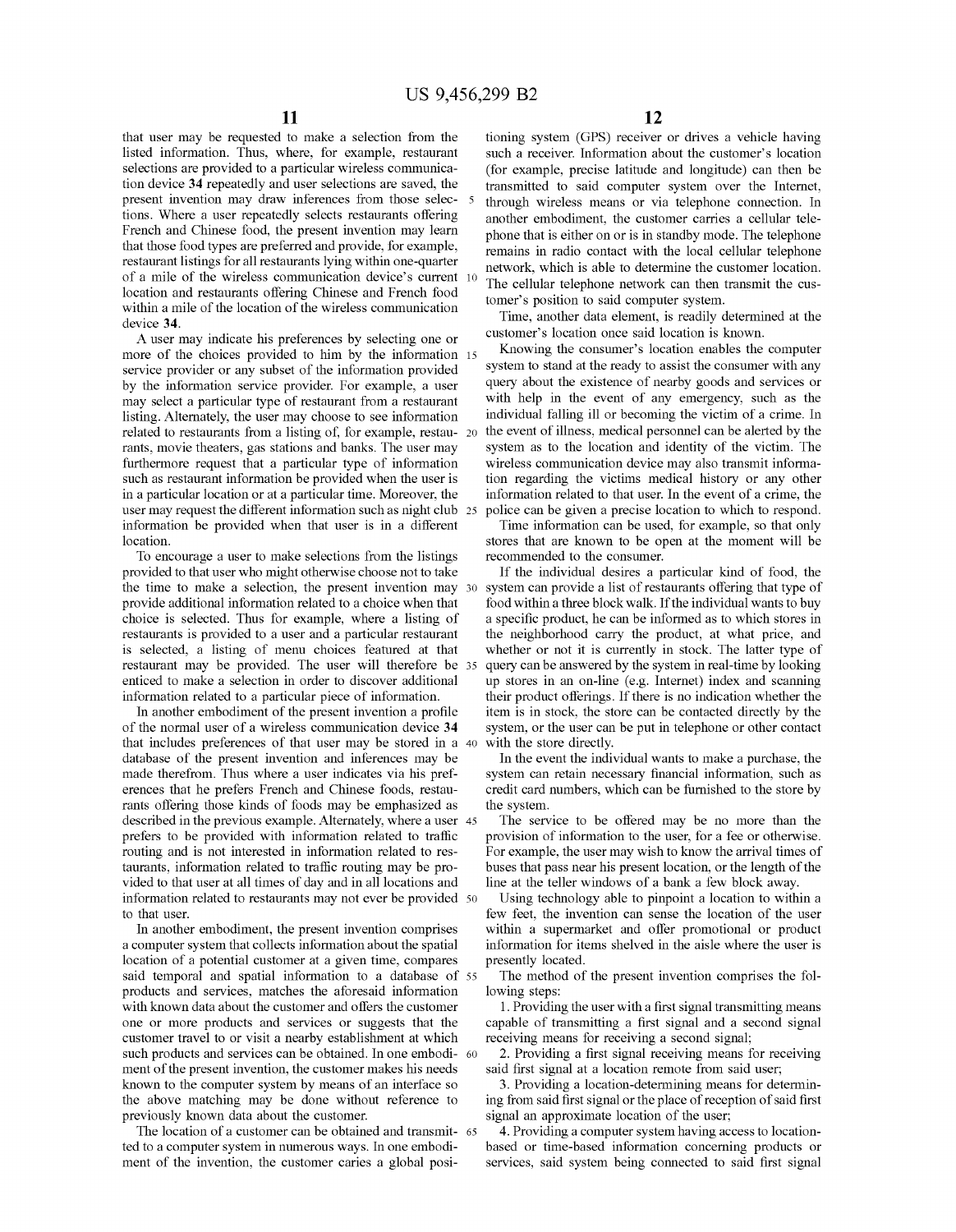that user may be requested to make a selection from the listed information. Thus, where, for example, restaurant selections are provided to a particular wireless communication device 34 repeatedly and user selections are saved, the present invention may draw inferences from those selections. Where a user repeatedly selects restaurants offering French and Chinese food, the present invention may learn that those food types are preferred and provide, for example, restaurant listings for all restaurants lying within one-quarter of a mile of the wireless communication device's current location and restaurants offering Chinese and French food within a mile of the location of the wireless communication device 34.

A user may indicate his preferences by selecting one or more of the choices provided to him by the information service provider or any subset of the information provided by the information service provider. For example, a user may select a particular type of restaurant from a restaurant listing. Alternately, the user may choose to see information related to restaurants from a listing of, for example, restaurants, movie theaters, gas stations and banks. The user may furthermore request that a particular type of information such as restaurant information be provided when the user is in a particular location or at a particular time. Moreover, the user may request the different information such as night club information be provided when that user is in a different location.

To encourage a user to make selections from the listings provided to that user who might otherwise choose not to take the time to make a selection, the present invention may provide additional information related to a choice when that choice is selected. Thus for example, where a listing of restaurants is provided to a user and a particular restaurant is selected, a listing of menu choices featured at that restaurant may be provided. The user will therefore be enticed to make a selection in order to discover additional information related to a particular piece of information.

In another embodiment of the present invention a profile of the normal user of a wireless communication device 34 that includes preferences of that user may be stored in a database of the present invention and inferences may be made therefrom. Thus where a user indicates via his preferences that he prefers French and Chinese foods, restaurants offering those kinds of foods may be emphasized as described in the previous example. Alternately, where a user prefers to be provided with information related to traffic routing and is not interested in information related to restaurants, information related to traffic routing may be provided to that user at all times of day and in all locations and information related to restaurants may not ever be provided to that user.

In another embodiment, the present invention comprises a computer system that collects information about the spatial location of a potential customer at a given time, compares said temporal and spatial information to a database of products and services, matches the aforesaid information with known data about the customer and offers the customer one or more products and services or suggests that the customer travel to or visit a nearby establishment at which such products and services can be obtained. In one embodiment of the present invention, the customer makes his needs known to the computer system by means of an interface so the above matching may be done without reference to previously known data about the customer.

The location of a customer can be obtained and transmitted to a computer system in numerous ways. In one embodiment of the invention, the customer caries a global positioning system (GPS) receiver or drives a vehicle having such a receiver. Information about the customer's location (for example, precise latitude and longitude) can then be transmitted to said computer system over the Internet, through wireless means or via telephone connection. In another embodiment, the customer carries a cellular telephone that is either on or is in standby mode. The telephone remains in radio contact with the local cellular telephone network, which is able to determine the customer location. The cellular telephone network can then transmit the customer's position to said computer system.

Time, another data element, is readily determined at the customer's location once said location is known.

Knowing the consumer's location enables the computer system to stand at the ready to assist the consumer with any query about the existence of nearby goods and services or with help in the event of any emergency, such as the individual falling ill or becoming the victim of a crime. In the event of illness, medical personnel can be alerted by the system as to the location and identity of the victim. The wireless communication device may also transmit information regarding the victims medical history or any other information related to that user. In the event of a crime, the police can be given a precise location to which to respond.

Time information can be used, for example, so that only stores that are known to be open at the moment will be recommended to the consumer.

If the individual desires a particular kind of food, the system can provide a list of restaurants offering that type of food within a three block walk. If the individual wants to buy a specific product, he can be informed as to which stores in the neighborhood carry the product, at what price, and whether or not it is currently in stock. The latter type of query can be answered by the system in real-time by looking up stores in an on-line (e.g. Internet) index and scanning their product offerings. If there is no indication whether the item is in stock, the store can be contacted directly by the system, or the user can be put in telephone or other contact with the store directly.

In the event the individual wants to make a purchase, the system can retain necessary financial information, such as credit card numbers, which can be furnished to the store by the system.

The service to be offered may be no more than the provision of information to the user, for a fee or otherwise. For example, the user may wish to know the arrival times of buses that pass near his present location, or the length of the line at the teller windows of a bank a few blocks away.

Using technology able to pinpoint a location to within a few feet, the invention can sense the location of the user within a supermarket and offer promotional or product information for items shelved in the aisle where the user is presently located.

The method of the present invention comprises the following steps:

1. Providing the user with a first signal transmitting means capable of transmitting a first signal and a second signal receiving means for receiving a second signal;

2. Providing a first signal receiving means for receiving said first signal at a location remote from said user;

3. Providing a location-determining means for determining from said first signal or the place of reception of said first signal an approximate location of the user;

4. Providing a computer system having access to location-based or time-based information concerning products or services, said system being connected to said first signal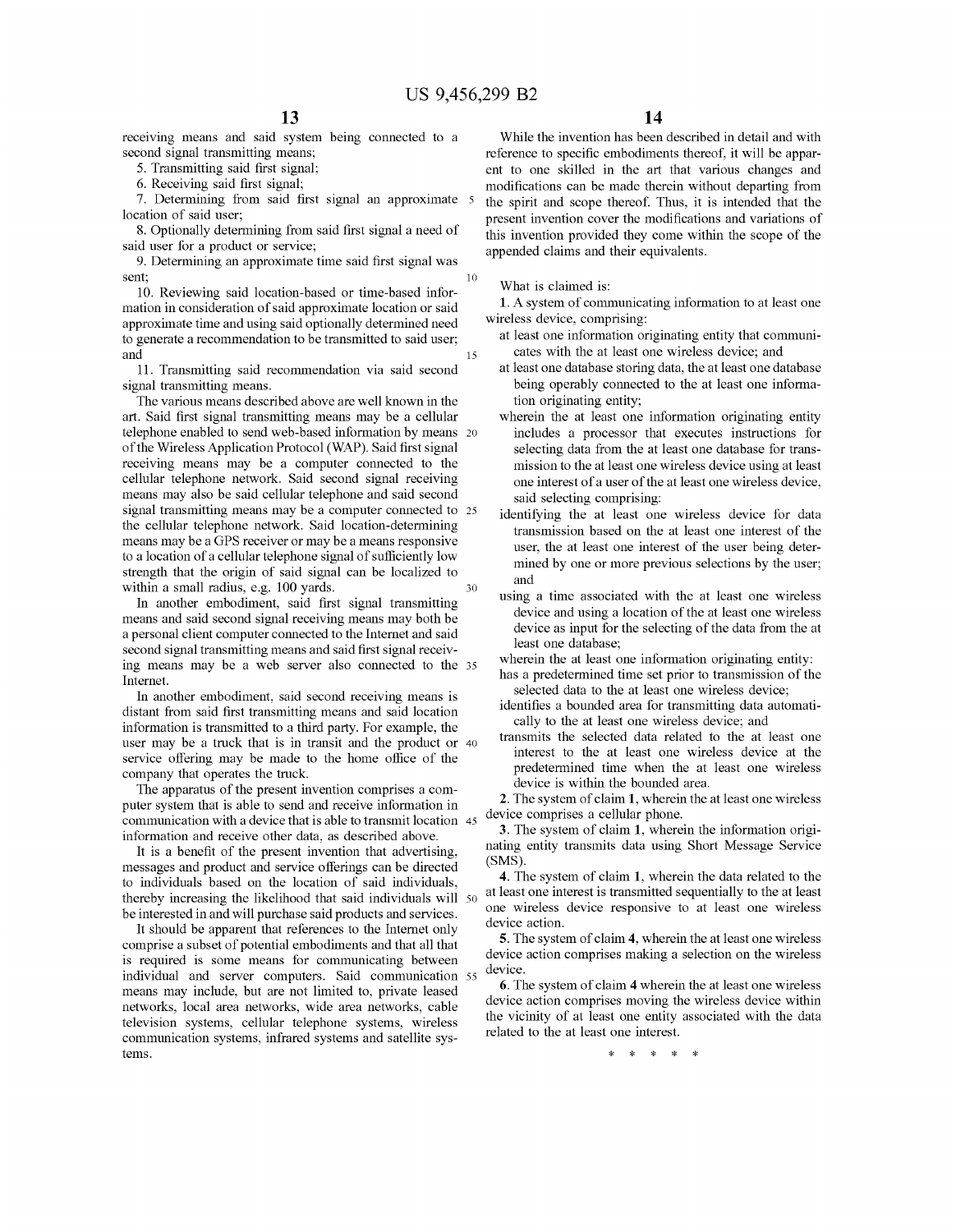receiving means and said system being connected to a second signal transmitting means;

5. Transmitting said first signal;

6. Receiving said first signal;

7. Determining from said first signal an approximate location of said user;

8. Optionally determining from said first signal a need of said user for a product or service;

9. Determining an approximate time said first signal was sent;

10. Reviewing said location-based or time-based information in consideration of said approximate location or said approximate time and using said optionally determined need to generate a recommendation to be transmitted to said user; and

11. Transmitting said recommendation via said second signal transmitting means.

The various means described above are well known in the art. Said first signal transmitting means may be a cellular telephone enabled to send web-based information by means of the Wireless Application Protocol (WAP). Said first signal receiving means may be a computer connected to the cellular telephone network. Said second signal receiving means may also be said cellular telephone and said second signal transmitting means may be a computer connected to the cellular telephone network. Said location-determining means may be a GPS receiver or may be a means responsive to a location of a cellular telephone signal of sufficiently low strength that the origin of said signal can be localized to within a small radius, e.g. 100 yards.

In another embodiment, said first signal transmitting means and said second signal receiving means may both be a personal client computer connected to the Internet and said second signal transmitting means and said first signal receiving means may be a web server also connected to the Internet.

In another embodiment, said second receiving means is distant from said first transmitting means and said location information is transmitted to a third party. For example, the user may be a truck that is in transit and the product or service offering may be made to the home office of the company that operates the truck.

The apparatus of the present invention comprises a computer system that is able to send and receive information in communication with a device that is able to transmit location information and receive other data, as described above.

It is a benefit of the present invention that advertising, messages and product and service offerings can be directed to individuals based on the location of said individuals, thereby increasing the likelihood that said individuals will be interested in and will purchase said products and services.

It should be apparent that references to the Internet only comprise a subset of potential embodiments and that all that is required is some means for communicating between individual and server computers. Said communication means may include, but are not limited to, private leased networks, local area networks, wide area networks, cable television systems, cellular telephone systems, wireless communication systems, infrared systems and satellite systems.

While the invention has been described in detail and with reference to specific embodiments thereof, it will be apparent to one skilled in the art that various changes and modifications can be made therein without departing from the spirit and scope thereof. Thus, it is intended that the present invention cover the modifications and variations of this invention provided they come within the scope of the appended claims and their equivalents.

What is claimed is:

**1**. A system of communicating information to at least one wireless device, comprising:

at least one information originating entity that communicates with the at least one wireless device; and

at least one database storing data, the at least one database being operably connected to the at least one information originating entity;

wherein the at least one information originating entity includes a processor that executes instructions for selecting data from the at least one database for transmission to the at least one wireless device using at least one interest of a user of the at least one wireless device, said selecting comprising:

identifying the at least one wireless device for data transmission based on the at least one interest of the user, the at least one interest of the user being determined by one or more previous selections by the user; and

using a time associated with the at least one wireless device and using a location of the at least one wireless device as input for the selecting of the data from the at least one database;

wherein the at least one information originating entity:

has a predetermined time set prior to transmission of the selected data to the at least one wireless device;

identifies a bounded area for transmitting data automatically to the at least one wireless device; and

transmits the selected data related to the at least one interest to the at least one wireless device at the predetermined time when the at least one wireless device is within the bounded area.

**2**. The system of claim **1**, wherein the at least one wireless device comprises a cellular phone.

**3**. The system of claim **1**, wherein the information originating entity transmits data using Short Message Service (SMS).

**4**. The system of claim **1**, wherein the data related to the at least one interest is transmitted sequentially to the at least one wireless device responsive to at least one wireless device action.

**5**. The system of claim **4**, wherein the at least one wireless device action comprises making a selection on the wireless device.

**6**. The system of claim **4** wherein the at least one wireless device action comprises moving the wireless device within the vicinity of at least one entity associated with the data related to the at least one interest.

* * * * *